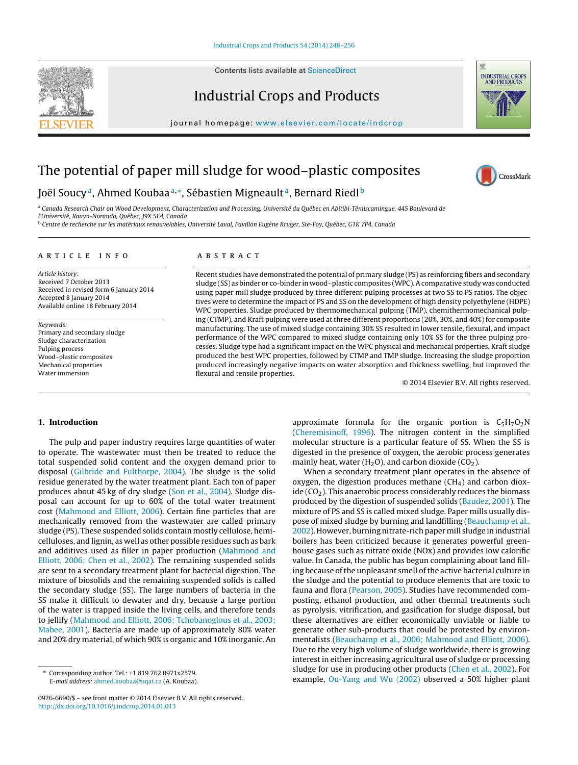# The potential of paper mill sludge for wood–plastic composites

Joël Soucy[a], Ahmed Koubaa[a,*], Sébastien Migneault[a], Bernard Riedl[b]

[a] Canada Research Chair on Wood Development, Characterization and Processing, Université du Québec en Abitibi-Témiscamingue, 445 Boulevard de l'Université, Rouyn-Noranda, Québec, J9X 5E4, Canada

[b] Centre de recherche sur les matériaux renouvelables, Université Laval, Pavillon Eugène Kruger, Ste-Foy, Québec, G1K 7P4, Canada

## ARTICLE INFO

*Article history:*
Received 7 October 2013
Received in revised form 6 January 2014
Accepted 8 January 2014
Available online 18 February 2014

*Keywords:*
Primary and secondary sludge
Sludge characterization
Pulping process
Wood–plastic composites
Mechanical properties
Water immersion

## ABSTRACT

Recent studies have demonstrated the potential of primary sludge (PS) as reinforcing fibers and secondary sludge (SS) as binder or co-binder in wood–plastic composites (WPC). A comparative study was conducted using paper mill sludge produced by three different pulping processes at two SS to PS ratios. The objectives were to determine the impact of PS and SS on the development of high density polyethylene (HDPE) WPC properties. Sludge produced by thermomechanical pulping (TMP), chemithermomechanical pulping (CTMP), and Kraft pulping were used at three different proportions (20%, 30%, and 40%) for composite manufacturing. The use of mixed sludge containing 30% SS resulted in lower tensile, flexural, and impact performance of the WPC compared to mixed sludge containing only 10% SS for the three pulping processes. Sludge type had a significant impact on the WPC physical and mechanical properties. Kraft sludge produced the best WPC properties, followed by CTMP and TMP sludge. Increasing the sludge proportion produced increasingly negative impacts on water absorption and thickness swelling, but improved the flexural and tensile properties.

© 2014 Elsevier B.V. All rights reserved.

## 1. Introduction

The pulp and paper industry requires large quantities of water to operate. The wastewater must then be treated to reduce the total suspended solid content and the oxygen demand prior to disposal (Gilbride and Fulthorpe, 2004). The sludge is the solid residue generated by the water treatment plant. Each ton of paper produces about 45 kg of dry sludge (Son et al., 2004). Sludge disposal can account for up to 60% of the total water treatment cost (Mahmood and Elliott, 2006). Certain fine particles that are mechanically removed from the wastewater are called primary sludge (PS). These suspended solids contain mostly cellulose, hemicelluloses, and lignin, as well as other possible residues such as bark and additives used as filler in paper production (Mahmood and Elliott, 2006; Chen et al., 2002). The remaining suspended solids are sent to a secondary treatment plant for bacterial digestion. The mixture of biosolids and the remaining suspended solids is called the secondary sludge (SS). The large numbers of bacteria in the SS make it difficult to dewater and dry, because a large portion of the water is trapped inside the living cells, and therefore tends to jellify (Mahmood and Elliott, 2006; Tchobanoglous et al., 2003; Mabee, 2001). Bacteria are made up of approximately 80% water and 20% dry material, of which 90% is organic and 10% inorganic. An approximate formula for the organic portion is $C_5H_7O_2N$ (Cheremisinoff, 1996). The nitrogen content in the simplified molecular structure is a particular feature of SS. When the SS is digested in the presence of oxygen, the aerobic process generates mainly heat, water ($H_2O$), and carbon dioxide ($CO_2$).

When a secondary treatment plant operates in the absence of oxygen, the digestion produces methane ($CH_4$) and carbon dioxide ($CO_2$). This anaerobic process considerably reduces the biomass produced by the digestion of suspended solids (Baudez, 2001). The mixture of PS and SS is called mixed sludge. Paper mills usually dispose of mixed sludge by burning and landfilling (Beauchamp et al., 2002). However, burning nitrate-rich paper mill sludge in industrial boilers has been criticized because it generates powerful greenhouse gases such as nitrate oxide (NOx) and provides low calorific value. In Canada, the public has begun complaining about land filling because of the unpleasant smell of the active bacterial culture in the sludge and the potential to produce elements that are toxic to fauna and flora (Pearson, 2005). Studies have recommended composting, ethanol production, and other thermal treatments such as pyrolysis, vitrification, and gasification for sludge disposal, but these alternatives are either economically unviable or liable to generate other sub-products that could be protested by environmentalists (Beauchamp et al., 2006; Mahmood and Elliott, 2006). Due to the very high volume of sludge worldwide, there is growing interest in either increasing agricultural use of sludge or processing sludge for use in producing other products (Chen et al., 2002). For example, Ou-Yang and Wu (2002) observed a 50% higher plant

* Corresponding author. Tel.: +1 819 762 0971x2579.
*E-mail address:* ahmed.koubaa@uqat.ca (A. Koubaa).

0926-6690/$ – see front matter © 2014 Elsevier B.V. All rights reserved.
http://dx.doi.org/10.1016/j.indcrop.2014.01.013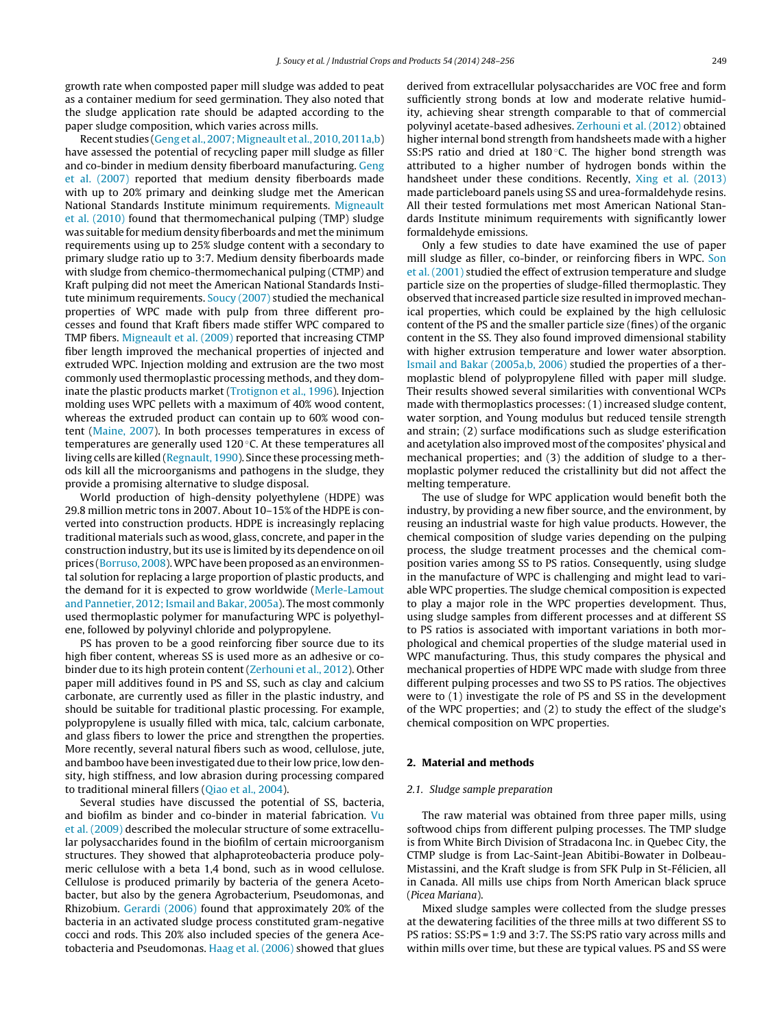growth rate when composted paper mill sludge was added to peat as a container medium for seed germination. They also noted that the sludge application rate should be adapted according to the paper sludge composition, which varies across mills.

Recent studies (Geng et al., 2007; Migneault et al., 2010, 2011a,b) have assessed the potential of recycling paper mill sludge as filler and co-binder in medium density fiberboard manufacturing. Geng et al. (2007) reported that medium density fiberboards made with up to 20% primary and deinking sludge met the American National Standards Institute minimum requirements. Migneault et al. (2010) found that thermomechanical pulping (TMP) sludge was suitable for medium density fiberboards and met the minimum requirements using up to 25% sludge content with a secondary to primary sludge ratio up to 3:7. Medium density fiberboards made with sludge from chemico-thermomechanical pulping (CTMP) and Kraft pulping did not meet the American National Standards Institute minimum requirements. Soucy (2007) studied the mechanical properties of WPC made with pulp from three different processes and found that Kraft fibers made stiffer WPC compared to TMP fibers. Migneault et al. (2009) reported that increasing CTMP fiber length improved the mechanical properties of injected and extruded WPC. Injection molding and extrusion are the two most commonly used thermoplastic processing methods, and they dominate the plastic products market (Trotignon et al., 1996). Injection molding uses WPC pellets with a maximum of 40% wood content, whereas the extruded product can contain up to 60% wood content (Maine, 2007). In both processes temperatures in excess of temperatures are generally used 120 °C. At these temperatures all living cells are killed (Regnault, 1990). Since these processing methods kill all the microorganisms and pathogens in the sludge, they provide a promising alternative to sludge disposal.

World production of high-density polyethylene (HDPE) was 29.8 million metric tons in 2007. About 10–15% of the HDPE is converted into construction products. HDPE is increasingly replacing traditional materials such as wood, glass, concrete, and paper in the construction industry, but its use is limited by its dependence on oil prices (Borruso, 2008). WPC have been proposed as an environmental solution for replacing a large proportion of plastic products, and the demand for it is expected to grow worldwide (Merle-Lamout and Pannetier, 2012; Ismail and Bakar, 2005a). The most commonly used thermoplastic polymer for manufacturing WPC is polyethylene, followed by polyvinyl chloride and polypropylene.

PS has proven to be a good reinforcing fiber source due to its high fiber content, whereas SS is used more as an adhesive or co-binder due to its high protein content (Zerhouni et al., 2012). Other paper mill additives found in PS and SS, such as clay and calcium carbonate, are currently used as filler in the plastic industry, and should be suitable for traditional plastic processing. For example, polypropylene is usually filled with mica, talc, calcium carbonate, and glass fibers to lower the price and strengthen the properties. More recently, several natural fibers such as wood, cellulose, jute, and bamboo have been investigated due to their low price, low density, high stiffness, and low abrasion during processing compared to traditional mineral fillers (Qiao et al., 2004).

Several studies have discussed the potential of SS, bacteria, and biofilm as binder and co-binder in material fabrication. Vu et al. (2009) described the molecular structure of some extracellular polysaccharides found in the biofilm of certain microorganism structures. They showed that alphaproteobacteria produce polymeric cellulose with a beta 1,4 bond, such as in wood cellulose. Cellulose is produced primarily by bacteria of the genera Acetobacter, but also by the genera Agrobacterium, Pseudomonas, and Rhizobium. Gerardi (2006) found that approximately 20% of the bacteria in an activated sludge process constituted gram-negative cocci and rods. This 20% also included species of the genera Acetobacteria and Pseudomonas. Haag et al. (2006) showed that glues derived from extracellular polysaccharides are VOC free and form sufficiently strong bonds at low and moderate relative humidity, achieving shear strength comparable to that of commercial polyvinyl acetate-based adhesives. Zerhouni et al. (2012) obtained higher internal bond strength from handsheets made with a higher SS:PS ratio and dried at 180 °C. The higher bond strength was attributed to a higher number of hydrogen bonds within the handsheet under these conditions. Recently, Xing et al. (2013) made particleboard panels using SS and urea-formaldehyde resins. All their tested formulations met most American National Standards Institute minimum requirements with significantly lower formaldehyde emissions.

Only a few studies to date have examined the use of paper mill sludge as filler, co-binder, or reinforcing fibers in WPC. Son et al. (2001) studied the effect of extrusion temperature and sludge particle size on the properties of sludge-filled thermoplastic. They observed that increased particle size resulted in improved mechanical properties, which could be explained by the high cellulosic content of the PS and the smaller particle size (fines) of the organic content in the SS. They also found improved dimensional stability with higher extrusion temperature and lower water absorption. Ismail and Bakar (2005a,b, 2006) studied the properties of a thermoplastic blend of polypropylene filled with paper mill sludge. Their results showed several similarities with conventional WCPs made with thermoplastics processes: (1) increased sludge content, water sorption, and Young modulus but reduced tensile strength and strain; (2) surface modifications such as sludge esterification and acetylation also improved most of the composites' physical and mechanical properties; and (3) the addition of sludge to a thermoplastic polymer reduced the cristallinity but did not affect the melting temperature.

The use of sludge for WPC application would benefit both the industry, by providing a new fiber source, and the environment, by reusing an industrial waste for high value products. However, the chemical composition of sludge varies depending on the pulping process, the sludge treatment processes and the chemical composition varies among SS to PS ratios. Consequently, using sludge in the manufacture of WPC is challenging and might lead to variable WPC properties. The sludge chemical composition is expected to play a major role in the WPC properties development. Thus, using sludge samples from different processes and at different SS to PS ratios is associated with important variations in both morphological and chemical properties of the sludge material used in WPC manufacturing. Thus, this study compares the physical and mechanical properties of HDPE WPC made with sludge from three different pulping processes and two SS to PS ratios. The objectives were to (1) investigate the role of PS and SS in the development of the WPC properties; and (2) to study the effect of the sludge's chemical composition on WPC properties.

## 2. Material and methods

### 2.1. Sludge sample preparation

The raw material was obtained from three paper mills, using softwood chips from different pulping processes. The TMP sludge is from White Birch Division of Stradacona Inc. in Quebec City, the CTMP sludge is from Lac-Saint-Jean Abitibi-Bowater in Dolbeau-Mistassini, and the Kraft sludge is from SFK Pulp in St-Félicien, all in Canada. All mills use chips from North American black spruce (*Picea Mariana*).

Mixed sludge samples were collected from the sludge presses at the dewatering facilities of the three mills at two different SS to PS ratios: SS:PS = 1:9 and 3:7. The SS:PS ratio vary across mills and within mills over time, but these are typical values. PS and SS were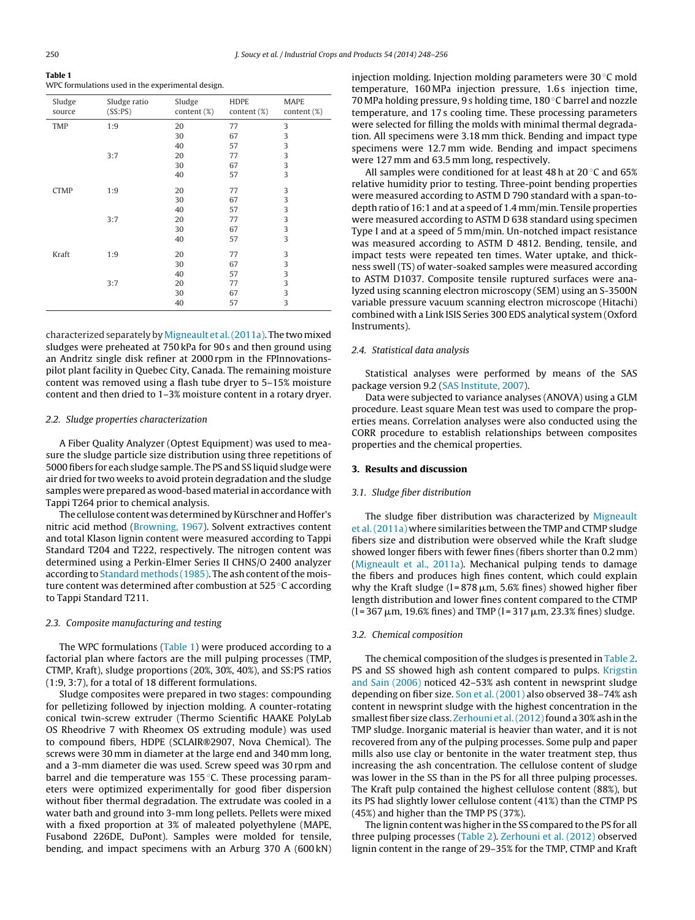**Table 1**
WPC formulations used in the experimental design.

| Sludge source | Sludge ratio (SS:PS) | Sludge content (%) | HDPE content (%) | MAPE content (%) |
|---|---|---|---|---|
| TMP | 1:9 | 20 | 77 | 3 |
| | | 30 | 67 | 3 |
| | | 40 | 57 | 3 |
| | 3:7 | 20 | 77 | 3 |
| | | 30 | 67 | 3 |
| | | 40 | 57 | 3 |
| CTMP | 1:9 | 20 | 77 | 3 |
| | | 30 | 67 | 3 |
| | | 40 | 57 | 3 |
| | 3:7 | 20 | 77 | 3 |
| | | 30 | 67 | 3 |
| | | 40 | 57 | 3 |
| Kraft | 1:9 | 20 | 77 | 3 |
| | | 30 | 67 | 3 |
| | | 40 | 57 | 3 |
| | 3:7 | 20 | 77 | 3 |
| | | 30 | 67 | 3 |
| | | 40 | 57 | 3 |

characterized separately by Migneault et al. (2011a). The two mixed sludges were preheated at 750 kPa for 90 s and then ground using an Andritz single disk refiner at 2000 rpm in the FPInnovations-pilot plant facility in Quebec City, Canada. The remaining moisture content was removed using a flash tube dryer to 5–15% moisture content and then dried to 1–3% moisture content in a rotary dryer.

### 2.2. Sludge properties characterization

A Fiber Quality Analyzer (Optest Equipment) was used to measure the sludge particle size distribution using three repetitions of 5000 fibers for each sludge sample. The PS and SS liquid sludge were air dried for two weeks to avoid protein degradation and the sludge samples were prepared as wood-based material in accordance with Tappi T264 prior to chemical analysis.

The cellulose content was determined by Kürschner and Hoffer's nitric acid method (Browning, 1967). Solvent extractives content and total Klason lignin content were measured according to Tappi Standard T204 and T222, respectively. The nitrogen content was determined using a Perkin-Elmer Series II CHNS/O 2400 analyzer according to Standard methods (1985). The ash content of the moisture content was determined after combustion at 525 °C according to Tappi Standard T211.

### 2.3. Composite manufacturing and testing

The WPC formulations (Table 1) were produced according to a factorial plan where factors are the mill pulping processes (TMP, CTMP, Kraft), sludge proportions (20%, 30%, 40%), and SS:PS ratios (1:9, 3:7), for a total of 18 different formulations.

Sludge composites were prepared in two stages: compounding for pelletizing followed by injection molding. A counter-rotating conical twin-screw extruder (Thermo Scientific HAAKE PolyLab OS Rheodrive 7 with Rheomex OS extruding module) was used to compound fibers, HDPE (SCLAIR®2907, Nova Chemical). The screws were 30 mm in diameter at the large end and 340 mm long, and a 3-mm diameter die was used. Screw speed was 30 rpm and barrel and die temperature was 155 °C. These processing parameters were optimized experimentally for good fiber dispersion without fiber thermal degradation. The extrudate was cooled in a water bath and ground into 3-mm long pellets. Pellets were mixed with a fixed proportion at 3% of maleated polyethylene (MAPE, Fusabond 226DE, DuPont). Samples were molded for tensile, bending, and impact specimens with an Arburg 370 A (600 kN) injection molding. Injection molding parameters were 30 °C mold temperature, 160 MPa injection pressure, 1.6 s injection time, 70 MPa holding pressure, 9 s holding time, 180 °C barrel and nozzle temperature, and 17 s cooling time. These processing parameters were selected for filling the molds with minimal thermal degradation. All specimens were 3.18 mm thick. Bending and impact type specimens were 12.7 mm wide. Bending and impact specimens were 127 mm and 63.5 mm long, respectively.

All samples were conditioned for at least 48 h at 20 °C and 65% relative humidity prior to testing. Three-point bending properties were measured according to ASTM D 790 standard with a span-to-depth ratio of 16:1 and at a speed of 1.4 mm/min. Tensile properties were measured according to ASTM D 638 standard using specimen Type I and at a speed of 5 mm/min. Un-notched impact resistance was measured according to ASTM D 4812. Bending, tensile, and impact tests were repeated ten times. Water uptake, and thickness swell (TS) of water-soaked samples were measured according to ASTM D1037. Composite tensile ruptured surfaces were analyzed using scanning electron microscopy (SEM) using an S-3500N variable pressure vacuum scanning electron microscope (Hitachi) combined with a Link ISIS Series 300 EDS analytical system (Oxford Instruments).

### 2.4. Statistical data analysis

Statistical analyses were performed by means of the SAS package version 9.2 (SAS Institute, 2007).

Data were subjected to variance analyses (ANOVA) using a GLM procedure. Least square Mean test was used to compare the properties means. Correlation analyses were also conducted using the CORR procedure to establish relationships between composites properties and the chemical properties.

## 3. Results and discussion

### 3.1. Sludge fiber distribution

The sludge fiber distribution was characterized by Migneault et al. (2011a) where similarities between the TMP and CTMP sludge fibers size and distribution were observed while the Kraft sludge showed longer fibers with fewer fines (fibers shorter than 0.2 mm) (Migneault et al., 2011a). Mechanical pulping tends to damage the fibers and produces high fines content, which could explain why the Kraft sludge ($l = 878$ µm, 5.6% fines) showed higher fiber length distribution and lower fines content compared to the CTMP ($l = 367$ µm, 19.6% fines) and TMP ($l = 317$ µm, 23.3% fines) sludge.

### 3.2. Chemical composition

The chemical composition of the sludges is presented in Table 2. PS and SS showed high ash content compared to pulps. Krigstin and Sain (2006) noticed 42–53% ash content in newsprint sludge depending on fiber size. Son et al. (2001) also observed 38–74% ash content in newsprint sludge with the highest concentration in the smallest fiber size class. Zerhouni et al. (2012) found a 30% ash in the TMP sludge. Inorganic material is heavier than water, and it is not recovered from any of the pulping processes. Some pulp and paper mills also use clay or bentonite in the water treatment step, thus increasing the ash concentration. The cellulose content of sludge was lower in the SS than in the PS for all three pulping processes. The Kraft pulp contained the highest cellulose content (88%), but its PS had slightly lower cellulose content (41%) than the CTMP PS (45%) and higher than the TMP PS (37%).

The lignin content was higher in the SS compared to the PS for all three pulping processes (Table 2). Zerhouni et al. (2012) observed lignin content in the range of 29–35% for the TMP, CTMP and Kraft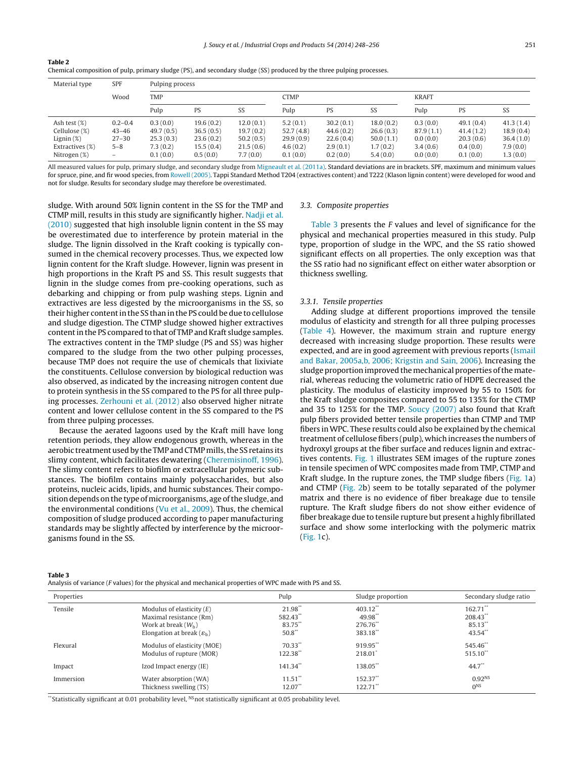**Table 2**
Chemical composition of pulp, primary sludge (PS), and secondary sludge (SS) produced by the three pulping processes.

| Material type | SPF | Pulping process | | | | | | | | |
|---|---|---|---|---|---|---|---|---|---|---|
| | Wood | TMP | | | CTMP | | | KRAFT | | |
| | | Pulp | PS | SS | Pulp | PS | SS | Pulp | PS | SS |
| Ash test (%) | 0.2–0.4 | 0.3 (0.0) | 19.6 (0.2) | 12.0 (0.1) | 5.2 (0.1) | 30.2 (0.1) | 18.0 (0.2) | 0.3 (0.0) | 49.1 (0.4) | 41.3 (1.4) |
| Cellulose (%) | 43–46 | 49.7 (0.5) | 36.5 (0.5) | 19.7 (0.2) | 52.7 (4.8) | 44.6 (0.2) | 26.6 (0.3) | 87.9 (1.1) | 41.4 (1.2) | 18.9 (0.4) |
| Lignin (%) | 27–30 | 25.3 (0.3) | 23.6 (0.2) | 50.2 (0.5) | 29.9 (0.9) | 22.6 (0.4) | 50.0 (1.1) | 0.0 (0.0) | 20.3 (0.6) | 36.4 (1.0) |
| Extractives (%) | 5–8 | 7.3 (0.2) | 15.5 (0.4) | 21.5 (0.6) | 4.6 (0.2) | 2.9 (0.1) | 1.7 (0.2) | 3.4 (0.6) | 0.4 (0.0) | 7.9 (0.0) |
| Nitrogen (%) | – | 0.1 (0.0) | 0.5 (0.0) | 7.7 (0.0) | 0.1 (0.0) | 0.2 (0.0) | 5.4 (0.0) | 0.0 (0.0) | 0.1 (0.0) | 1.3 (0.0) |

All measured values for pulp, primary sludge, and secondary sludge from Migneault et al. (2011a). Standard deviations are in brackets. SPF, maximum and minimum values for spruce, pine, and fir wood species, from Rowell (2005). Tappi Standard Method T204 (extractives content) and T222 (Klason lignin content) were developed for wood and not for sludge. Results for secondary sludge may therefore be overestimated.

sludge. With around 50% lignin content in the SS for the TMP and CTMP mill, results in this study are significantly higher. Nadji et al. (2010) suggested that high insoluble lignin content in the SS may be overestimated due to interference by protein material in the sludge. The lignin dissolved in the Kraft cooking is typically consumed in the chemical recovery processes. Thus, we expected low lignin content for the Kraft sludge. However, lignin was present in high proportions in the Kraft PS and SS. This result suggests that lignin in the sludge comes from pre-cooking operations, such as debarking and chipping or from pulp washing steps. Lignin and extractives are less digested by the microorganisms in the SS, so their higher content in the SS than in the PS could be due to cellulose and sludge digestion. The CTMP sludge showed higher extractives content in the PS compared to that of TMP and Kraft sludge samples. The extractives content in the TMP sludge (PS and SS) was higher compared to the sludge from the two other pulping processes, because TMP does not require the use of chemicals that lixiviate the constituents. Cellulose conversion by biological reduction was also observed, as indicated by the increasing nitrogen content due to protein synthesis in the SS compared to the PS for all three pulping processes. Zerhouni et al. (2012) also observed higher nitrate content and lower cellulose content in the SS compared to the PS from three pulping processes.

Because the aerated lagoons used by the Kraft mill have long retention periods, they allow endogenous growth, whereas in the aerobic treatment used by the TMP and CTMP mills, the SS retains its slimy content, which facilitates dewatering (Cheremisinoff, 1996). The slimy content refers to biofilm or extracellular polymeric substances. The biofilm contains mainly polysaccharides, but also proteins, nucleic acids, lipids, and humic substances. Their composition depends on the type of microorganisms, age of the sludge, and the environmental conditions (Vu et al., 2009). Thus, the chemical composition of sludge produced according to paper manufacturing standards may be slightly affected by interference by the microorganisms found in the SS.

### 3.3. Composite properties

Table 3 presents the $F$ values and level of significance for the physical and mechanical properties measured in this study. Pulp type, proportion of sludge in the WPC, and the SS ratio showed significant effects on all properties. The only exception was that the SS ratio had no significant effect on either water absorption or thickness swelling.

#### 3.3.1. Tensile properties

Adding sludge at different proportions improved the tensile modulus of elasticity and strength for all three pulping processes (Table 4). However, the maximum strain and rupture energy decreased with increasing sludge proportion. These results were expected, and are in good agreement with previous reports (Ismail and Bakar, 2005a,b, 2006; Krigstin and Sain, 2006). Increasing the sludge proportion improved the mechanical properties of the material, whereas reducing the volumetric ratio of HDPE decreased the plasticity. The modulus of elasticity improved by 55 to 150% for the Kraft sludge composites compared to 55 to 135% for the CTMP and 35 to 125% for the TMP. Soucy (2007) also found that Kraft pulp fibers provided better tensile properties than CTMP and TMP fibers in WPC. These results could also be explained by the chemical treatment of cellulose fibers (pulp), which increases the numbers of hydroxyl groups at the fiber surface and reduces lignin and extractives contents. Fig. 1 illustrates SEM images of the rupture zones in tensile specimen of WPC composites made from TMP, CTMP and Kraft sludge. In the rupture zones, the TMP sludge fibers (Fig. 1a) and CTMP (Fig. 2b) seem to be totally separated of the polymer matrix and there is no evidence of fiber breakage due to tensile rupture. The Kraft sludge fibers do not show either evidence of fiber breakage due to tensile rupture but present a highly fibrillated surface and show some interlocking with the polymeric matrix (Fig. 1c).

**Table 3**
Analysis of variance ($F$ values) for the physical and mechanical properties of WPC made with PS and SS.

| Properties | | Pulp | Sludge proportion | Secondary sludge ratio |
|---|---|---|---|---|
| Tensile | Modulus of elasticity ($E$) | 21.98** | 403.12** | 162.71** |
| | Maximal resistance (Rm) | 582.43** | 49.98** | 208.43** |
| | Work at break ($W_b$) | 83.75** | 276.76** | 85.13** |
| | Elongation at break ($\varepsilon_b$) | 50.8** | 383.18** | 43.54** |
| Flexural | Modulus of elasticity (MOE) | 70.33** | 919.95** | 545.46** |
| | Modulus of rupture (MOR) | 122.38** | 218.01* | 515.10** |
| Impact | Izod Impact energy (IE) | 141.34** | 138.05** | 44.7** |
| Immersion | Water absorption (WA) | 11.51** | 152.37** | 0.92[NS] |
| | Thickness swelling (TS) | 12.07** | 122.71** | 0[NS] |

**Statistically significant at 0.01 probability level, [NS]not statistically significant at 0.05 probability level.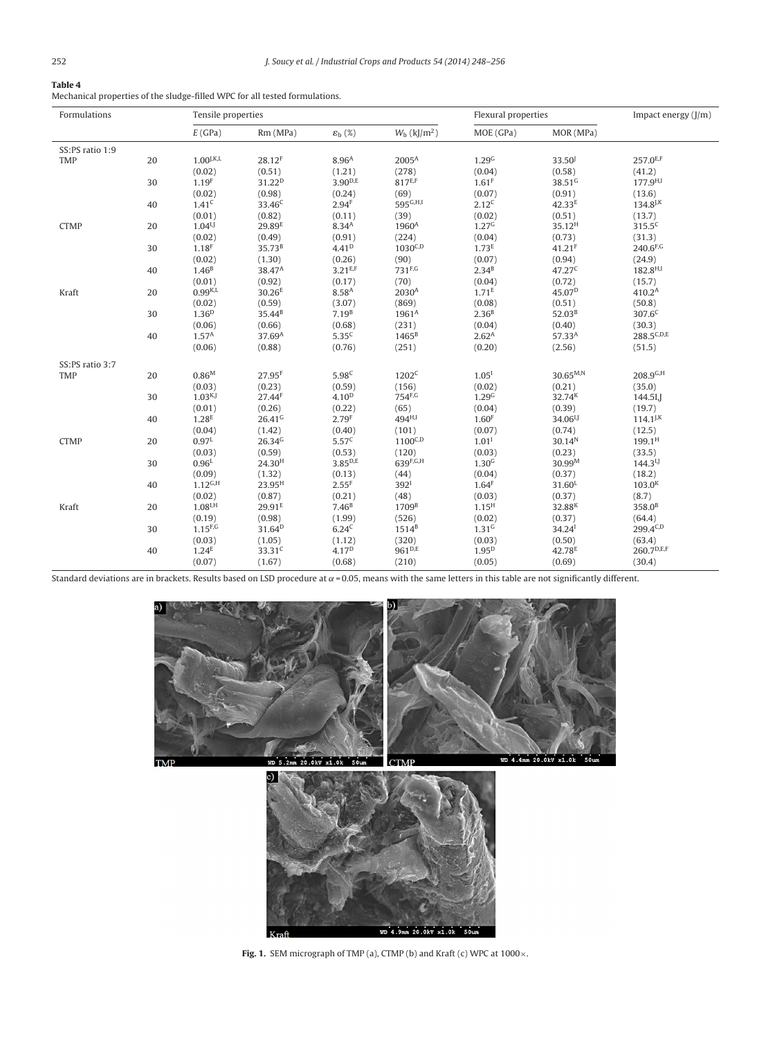**Table 4**
Mechanical properties of the sludge-filled WPC for all tested formulations.

| Formulations | | Tensile properties | | | | Flexural properties | | Impact energy (J/m) |
|---|---|---|---|---|---|---|---|---|
| | | $E$ (GPa) | Rm (MPa) | $\varepsilon_b$ (%) | $W_b$ (kJ/m$^2$) | MOE (GPa) | MOR (MPa) | |
| SS:PS ratio 1:9 | | | | | | | | |
| TMP | 20 | $1.00^{J,K,L}$ (0.02) | $28.12^{F}$ (0.51) | $8.96^{A}$ (1.21) | $2005^{A}$ (278) | $1.29^{G}$ (0.04) | $33.50^{J}$ (0.58) | $257.0^{E,F}$ (41.2) |
| | 30 | $1.19^{F}$ (0.02) | $31.22^{D}$ (0.98) | $3.90^{D,E}$ (0.24) | $817^{E,F}$ (69) | $1.61^{F}$ (0.07) | $38.51^{G}$ (0.91) | $177.9^{H,I}$ (13.6) |
| | 40 | $1.41^{C}$ (0.01) | $33.46^{C}$ (0.82) | $2.94^{F}$ (0.11) | $595^{G,H,I}$ (39) | $2.12^{C}$ (0.02) | $42.33^{E}$ (0.51) | $134.8^{J,K}$ (13.7) |
| CTMP | 20 | $1.04^{I,J}$ (0.02) | $29.89^{E}$ (0.49) | $8.34^{A}$ (0.91) | $1960^{A}$ (224) | $1.27^{G}$ (0.04) | $35.12^{H}$ (0.73) | $315.5^{C}$ (31.3) |
| | 30 | $1.18^{F}$ (0.02) | $35.73^{B}$ (1.30) | $4.41^{D}$ (0.26) | $1030^{C,D}$ (90) | $1.73^{E}$ (0.07) | $41.21^{F}$ (0.94) | $240.6^{F,G}$ (24.9) |
| | 40 | $1.46^{B}$ (0.01) | $38.47^{A}$ (0.92) | $3.21^{E,F}$ (0.17) | $731^{F,G}$ (70) | $2.34^{B}$ (0.04) | $47.27^{C}$ (0.72) | $182.8^{H,I}$ (15.7) |
| Kraft | 20 | $0.99^{K,L}$ (0.02) | $30.26^{E}$ (0.59) | $8.58^{A}$ (3.07) | $2030^{A}$ (869) | $1.71^{E}$ (0.08) | $45.07^{D}$ (0.51) | $410.2^{A}$ (50.8) |
| | 30 | $1.36^{D}$ (0.06) | $35.44^{B}$ (0.66) | $7.19^{B}$ (0.68) | $1961^{A}$ (231) | $2.36^{B}$ (0.04) | $52.03^{B}$ (0.40) | $307.6^{C}$ (30.3) |
| | 40 | $1.57^{A}$ (0.06) | $37.69^{A}$ (0.88) | $5.35^{C}$ (0.76) | $1465^{B}$ (251) | $2.62^{A}$ (0.20) | $57.33^{A}$ (2.56) | $288.5^{C,D,E}$ (51.5) |
| SS:PS ratio 3:7 | | | | | | | | |
| TMP | 20 | $0.86^{M}$ (0.03) | $27.95^{F}$ (0.23) | $5.98^{C}$ (0.59) | $1202^{C}$ (156) | $1.05^{I}$ (0.02) | $30.65^{M,N}$ (0.21) | $208.9^{G,H}$ (35.0) |
| | 30 | $1.03^{K,J}$ (0.01) | $27.44^{F}$ (0.26) | $4.10^{D}$ (0.22) | $754^{F,G}$ (65) | $1.29^{G}$ (0.04) | $32.74^{K}$ (0.39) | $144.5^{I,J}$ (19.7) |
| | 40 | $1.28^{E}$ (0.04) | $26.41^{G}$ (1.42) | $2.79^{F}$ (0.40) | $494^{H,I}$ (101) | $1.60^{F}$ (0.07) | $34.06^{I,J}$ (0.74) | $114.1^{J,K}$ (12.5) |
| CTMP | 20 | $0.97^{L}$ (0.03) | $26.34^{G}$ (0.59) | $5.57^{C}$ (0.53) | $1100^{C,D}$ (120) | $1.01^{I}$ (0.03) | $30.14^{N}$ (0.23) | $199.1^{H}$ (33.5) |
| | 30 | $0.96^{L}$ (0.09) | $24.30^{H}$ (1.32) | $3.85^{D,E}$ (0.13) | $639^{F,G,H}$ (44) | $1.30^{G}$ (0.04) | $30.99^{M}$ (0.37) | $144.3^{I,J}$ (18.2) |
| | 40 | $1.12^{G,H}$ (0.02) | $23.95^{H}$ (0.87) | $2.55^{F}$ (0.21) | $392^{I}$ (48) | $1.64^{F}$ (0.03) | $31.60^{L}$ (0.37) | $103.0^{K}$ (8.7) |
| Kraft | 20 | $1.08^{I,H}$ (0.19) | $29.91^{E}$ (0.98) | $7.46^{B}$ (1.99) | $1709^{B}$ (526) | $1.15^{H}$ (0.02) | $32.88^{K}$ (0.37) | $358.0^{B}$ (64.4) |
| | 30 | $1.15^{F,G}$ (0.03) | $31.64^{D}$ (1.05) | $6.24^{C}$ (1.12) | $1514^{B}$ (320) | $1.31^{G}$ (0.03) | $34.24^{I}$ (0.50) | $299.4^{C,D}$ (63.4) |
| | 40 | $1.24^{E}$ (0.07) | $33.31^{C}$ (1.67) | $4.17^{D}$ (0.68) | $961^{D,E}$ (210) | $1.95^{D}$ (0.05) | $42.78^{E}$ (0.69) | $260.7^{D,E,F}$ (30.4) |

Standard deviations are in brackets. Results based on LSD procedure at $\alpha = 0.05$, means with the same letters in this table are not significantly different.

**Fig. 1.** SEM micrograph of TMP (a), CTMP (b) and Kraft (c) WPC at 1000×.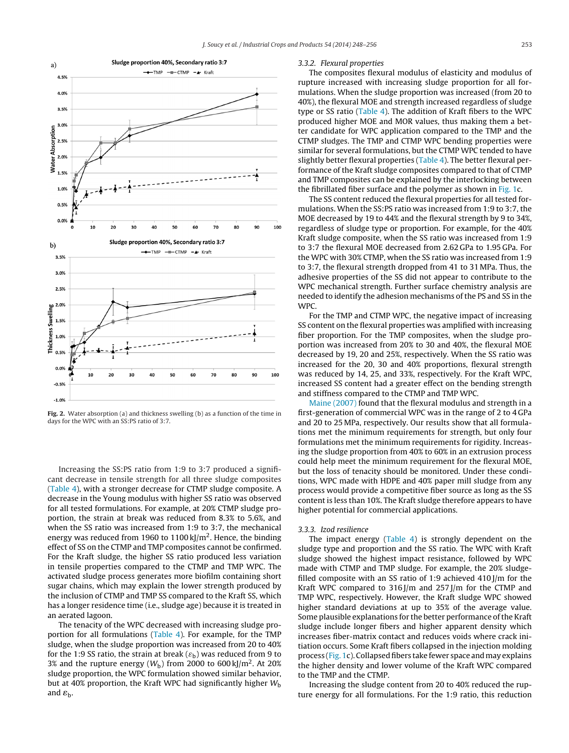Fig. 2. Water absorption (a) and thickness swelling (b) as a function of the time in days for the WPC with an SS:PS ratio of 3:7.

Increasing the SS:PS ratio from 1:9 to 3:7 produced a significant decrease in tensile strength for all three sludge composites (Table 4), with a stronger decrease for CTMP sludge composite. A decrease in the Young modulus with higher SS ratio was observed for all tested formulations. For example, at 20% CTMP sludge proportion, the strain at break was reduced from 8.3% to 5.6%, and when the SS ratio was increased from 1:9 to 3:7, the mechanical energy was reduced from 1960 to 1100 kJ/m$^2$. Hence, the binding effect of SS on the CTMP and TMP composites cannot be confirmed. For the Kraft sludge, the higher SS ratio produced less variation in tensile properties compared to the CTMP and TMP WPC. The activated sludge process generates more biofilm containing short sugar chains, which may explain the lower strength produced by the inclusion of CTMP and TMP SS compared to the Kraft SS, which has a longer residence time (i.e., sludge age) because it is treated in an aerated lagoon.

The tenacity of the WPC decreased with increasing sludge proportion for all formulations (Table 4). For example, for the TMP sludge, when the sludge proportion was increased from 20 to 40% for the 1:9 SS ratio, the strain at break ($\varepsilon_b$) was reduced from 9 to 3% and the rupture energy ($W_b$) from 2000 to 600 kJ/m$^2$. At 20% sludge proportion, the WPC formulation showed similar behavior, but at 40% proportion, the Kraft WPC had significantly higher $W_b$ and $\varepsilon_b$.

### 3.3.2. Flexural properties

The composites flexural modulus of elasticity and modulus of rupture increased with increasing sludge proportion for all formulations. When the sludge proportion was increased (from 20 to 40%), the flexural MOE and strength increased regardless of sludge type or SS ratio (Table 4). The addition of Kraft fibers to the WPC produced higher MOE and MOR values, thus making them a better candidate for WPC application compared to the TMP and the CTMP sludges. The TMP and CTMP WPC bending properties were similar for several formulations, but the CTMP WPC tended to have slightly better flexural properties (Table 4). The better flexural performance of the Kraft sludge composites compared to that of CTMP and TMP composites can be explained by the interlocking between the fibrillated fiber surface and the polymer as shown in Fig. 1c.

The SS content reduced the flexural properties for all tested formulations. When the SS:PS ratio was increased from 1:9 to 3:7, the MOE decreased by 19 to 44% and the flexural strength by 9 to 34%, regardless of sludge type or proportion. For example, for the 40% Kraft sludge composite, when the SS ratio was increased from 1:9 to 3:7 the flexural MOE decreased from 2.62 GPa to 1.95 GPa. For the WPC with 30% CTMP, when the SS ratio was increased from 1:9 to 3:7, the flexural strength dropped from 41 to 31 MPa. Thus, the adhesive properties of the SS did not appear to contribute to the WPC mechanical strength. Further surface chemistry analysis are needed to identify the adhesion mechanisms of the PS and SS in the WPC.

For the TMP and CTMP WPC, the negative impact of increasing SS content on the flexural properties was amplified with increasing fiber proportion. For the TMP composites, when the sludge proportion was increased from 20% to 30 and 40%, the flexural MOE decreased by 19, 20 and 25%, respectively. When the SS ratio was increased for the 20, 30 and 40% proportions, flexural strength was reduced by 14, 25, and 33%, respectively. For the Kraft WPC, increased SS content had a greater effect on the bending strength and stiffness compared to the CTMP and TMP WPC.

Maine (2007) found that the flexural modulus and strength in a first-generation of commercial WPC was in the range of 2 to 4 GPa and 20 to 25 MPa, respectively. Our results show that all formulations met the minimum requirements for strength, but only four formulations met the minimum requirements for rigidity. Increasing the sludge proportion from 40% to 60% in an extrusion process could help meet the minimum requirement for the flexural MOE, but the loss of tenacity should be monitored. Under these conditions, WPC made with HDPE and 40% paper mill sludge from any process would provide a competitive fiber source as long as the SS content is less than 10%. The Kraft sludge therefore appears to have higher potential for commercial applications.

### 3.3.3. Izod resilience

The impact energy (Table 4) is strongly dependent on the sludge type and proportion and the SS ratio. The WPC with Kraft sludge showed the highest impact resistance, followed by WPC made with CTMP and TMP sludge. For example, the 20% sludge-filled composite with an SS ratio of 1:9 achieved 410 J/m for the Kraft WPC compared to 316 J/m and 257 J/m for the CTMP and TMP WPC, respectively. However, the Kraft sludge WPC showed higher standard deviations at up to 35% of the average value. Some plausible explanations for the better performance of the Kraft sludge include longer fibers and higher apparent density which increases fiber-matrix contact and reduces voids where crack initiation occurs. Some Kraft fibers collapsed in the injection molding process (Fig. 1c). Collapsed fibers take fewer space and may explains the higher density and lower volume of the Kraft WPC compared to the TMP and the CTMP.

Increasing the sludge content from 20 to 40% reduced the rupture energy for all formulations. For the 1:9 ratio, this reduction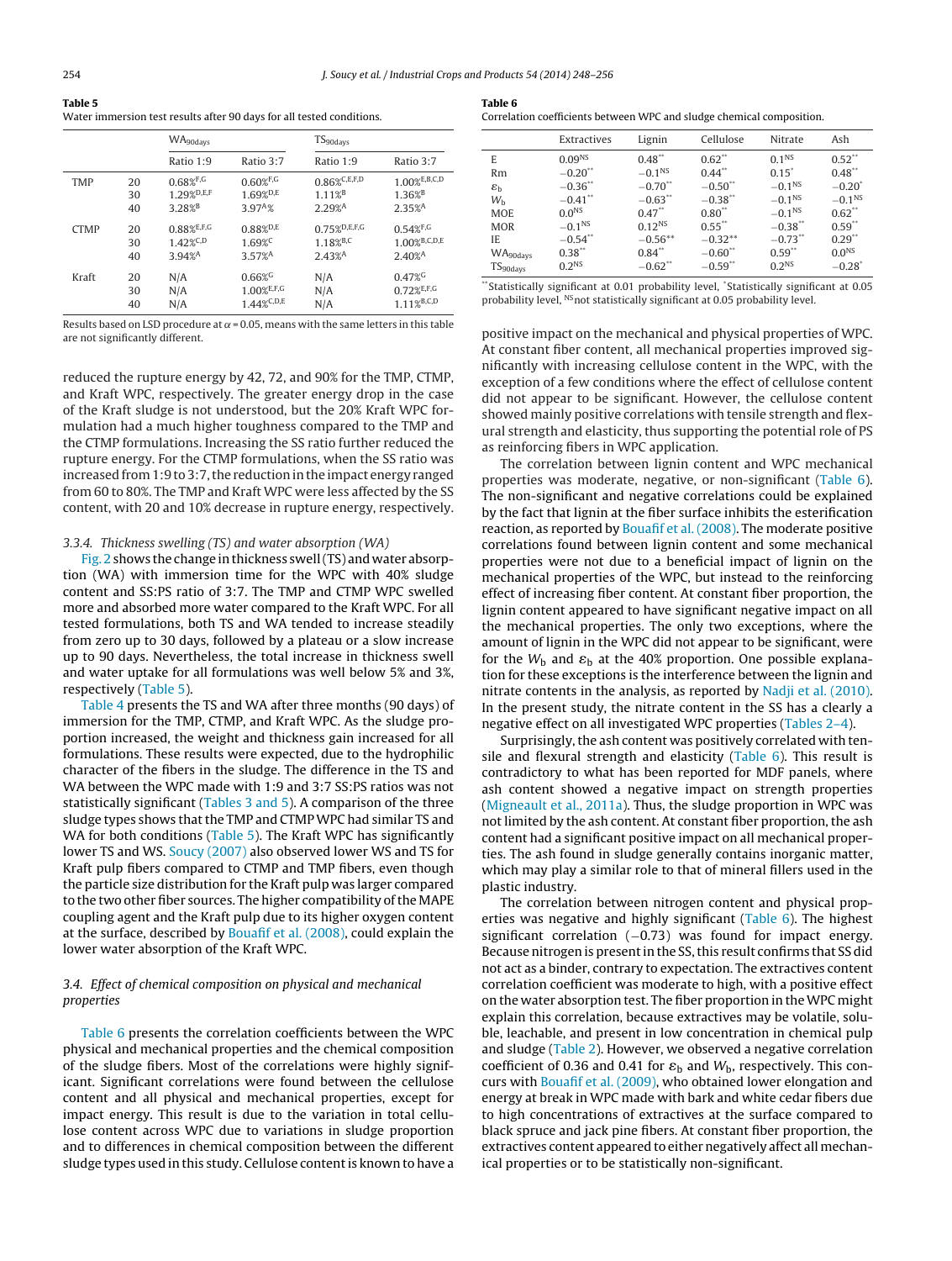**Table 5**
Water immersion test results after 90 days for all tested conditions.

| | | $WA_{90days}$ | | $TS_{90days}$ | |
|---|---|---|---|---|---|
| | | Ratio 1:9 | Ratio 3:7 | Ratio 1:9 | Ratio 3:7 |
| TMP | 20 | $0.68\%^{F,G}$ | $0.60\%^{F,G}$ | $0.86\%^{C,E,F,D}$ | $1.00\%^{E,B,C,D}$ |
| | 30 | $1.29\%^{D,E,F}$ | $1.69\%^{D,E}$ | $1.11\%^{B}$ | $1.36\%^{B}$ |
| | 40 | $3.28\%^{B}$ | $3.97^{A}\%$ | $2.29\%^{A}$ | $2.35\%^{A}$ |
| CTMP | 20 | $0.88\%^{E,F,G}$ | $0.88\%^{D,E}$ | $0.75\%^{D,E,F,G}$ | $0.54\%^{F,G}$ |
| | 30 | $1.42\%^{C,D}$ | $1.69\%^{C}$ | $1.18\%^{B,C}$ | $1.00\%^{B,C,D,E}$ |
| | 40 | $3.94\%^{A}$ | $3.57\%^{A}$ | $2.43\%^{A}$ | $2.40\%^{A}$ |
| Kraft | 20 | N/A | $0.66\%^{G}$ | N/A | $0.47\%^{G}$ |
| | 30 | N/A | $1.00\%^{E,F,G}$ | N/A | $0.72\%^{E,F,G}$ |
| | 40 | N/A | $1.44\%^{C,D,E}$ | N/A | $1.11\%^{B,C,D}$ |

Results based on LSD procedure at $\alpha = 0.05$, means with the same letters in this table are not significantly different.

reduced the rupture energy by 42, 72, and 90% for the TMP, CTMP, and Kraft WPC, respectively. The greater energy drop in the case of the Kraft sludge is not understood, but the 20% Kraft WPC formulation had a much higher toughness compared to the TMP and the CTMP formulations. Increasing the SS ratio further reduced the rupture energy. For the CTMP formulations, when the SS ratio was increased from 1:9 to 3:7, the reduction in the impact energy ranged from 60 to 80%. The TMP and Kraft WPC were less affected by the SS content, with 20 and 10% decrease in rupture energy, respectively.

#### 3.3.4. Thickness swelling (TS) and water absorption (WA)

Fig. 2 shows the change in thickness swell (TS) and water absorption (WA) with immersion time for the WPC with 40% sludge content and SS:PS ratio of 3:7. The TMP and CTMP WPC swelled more and absorbed more water compared to the Kraft WPC. For all tested formulations, both TS and WA tended to increase steadily from zero up to 30 days, followed by a plateau or a slow increase up to 90 days. Nevertheless, the total increase in thickness swell and water uptake for all formulations was well below 5% and 3%, respectively (Table 5).

Table 4 presents the TS and WA after three months (90 days) of immersion for the TMP, CTMP, and Kraft WPC. As the sludge proportion increased, the weight and thickness gain increased for all formulations. These results were expected, due to the hydrophilic character of the fibers in the sludge. The difference in the TS and WA between the WPC made with 1:9 and 3:7 SS:PS ratios was not statistically significant (Tables 3 and 5). A comparison of the three sludge types shows that the TMP and CTMP WPC had similar TS and WA for both conditions (Table 5). The Kraft WPC has significantly lower TS and WS. Soucy (2007) also observed lower WS and TS for Kraft pulp fibers compared to CTMP and TMP fibers, even though the particle size distribution for the Kraft pulp was larger compared to the two other fiber sources. The higher compatibility of the MAPE coupling agent and the Kraft pulp due to its higher oxygen content at the surface, described by Bouafif et al. (2008), could explain the lower water absorption of the Kraft WPC.

### 3.4. Effect of chemical composition on physical and mechanical properties

Table 6 presents the correlation coefficients between the WPC physical and mechanical properties and the chemical composition of the sludge fibers. Most of the correlations were highly significant. Significant correlations were found between the cellulose content and all physical and mechanical properties, except for impact energy. This result is due to the variation in total cellulose content across WPC due to variations in sludge proportion and to differences in chemical composition between the different sludge types used in this study. Cellulose content is known to have a positive impact on the mechanical and physical properties of WPC. At constant fiber content, all mechanical properties improved significantly with increasing cellulose content in the WPC, with the exception of a few conditions where the effect of cellulose content did not appear to be significant. However, the cellulose content showed mainly positive correlations with tensile strength and flexural strength and elasticity, thus supporting the potential role of PS as reinforcing fibers in WPC application.

**Table 6**
Correlation coefficients between WPC and sludge chemical composition.

| | Extractives | Lignin | Cellulose | Nitrate | Ash |
|---|---|---|---|---|---|
| E | $0.09^{NS}$ | $0.48^{**}$ | $0.62^{**}$ | $0.1^{NS}$ | $0.52^{**}$ |
| Rm | $-0.20^{**}$ | $-0.1^{NS}$ | $0.44^{**}$ | $0.15^{*}$ | $0.48^{**}$ |
| $\varepsilon_b$ | $-0.36^{**}$ | $-0.70^{**}$ | $-0.50^{**}$ | $-0.1^{NS}$ | $-0.20^{*}$ |
| $W_b$ | $-0.41^{**}$ | $-0.63^{**}$ | $-0.38^{**}$ | $-0.1^{NS}$ | $-0.1^{NS}$ |
| MOE | $0.0^{NS}$ | $0.47^{**}$ | $0.80^{**}$ | $-0.1^{NS}$ | $0.62^{**}$ |
| MOR | $-0.1^{NS}$ | $0.12^{NS}$ | $0.55^{**}$ | $-0.38^{**}$ | $0.59^{**}$ |
| IE | $-0.54^{**}$ | $-0.56^{**}$ | $-0.32^{**}$ | $-0.73^{**}$ | $0.29^{**}$ |
| $WA_{90days}$ | $0.38^{**}$ | $0.84^{**}$ | $-0.60^{**}$ | $0.59^{**}$ | $0.0^{NS}$ |
| $TS_{90days}$ | $0.2^{NS}$ | $-0.62^{**}$ | $-0.59^{**}$ | $0.2^{NS}$ | $-0.28^{*}$ |

$^{**}$Statistically significant at 0.01 probability level, $^{*}$Statistically significant at 0.05 probability level, $^{NS}$not statistically significant at 0.05 probability level.

The correlation between lignin content and WPC mechanical properties was moderate, negative, or non-significant (Table 6). The non-significant and negative correlations could be explained by the fact that lignin at the fiber surface inhibits the esterification reaction, as reported by Bouafif et al. (2008). The moderate positive correlations found between lignin content and some mechanical properties were not due to a beneficial impact of lignin on the mechanical properties of the WPC, but instead to the reinforcing effect of increasing fiber content. At constant fiber proportion, the lignin content appeared to have significant negative impact on all the mechanical properties. The only two exceptions, where the amount of lignin in the WPC did not appear to be significant, were for the $W_b$ and $\varepsilon_b$ at the 40% proportion. One possible explanation for these exceptions is the interference between the lignin and nitrate contents in the analysis, as reported by Nadji et al. (2010). In the present study, the nitrate content in the SS has a clearly a negative effect on all investigated WPC properties (Tables 2–4).

Surprisingly, the ash content was positively correlated with tensile and flexural strength and elasticity (Table 6). This result is contradictory to what has been reported for MDF panels, where ash content showed a negative impact on strength properties (Migneault et al., 2011a). Thus, the sludge proportion in WPC was not limited by the ash content. At constant fiber proportion, the ash content had a significant positive impact on all mechanical properties. The ash found in sludge generally contains inorganic matter, which may play a similar role to that of mineral fillers used in the plastic industry.

The correlation between nitrogen content and physical properties was negative and highly significant (Table 6). The highest significant correlation (−0.73) was found for impact energy. Because nitrogen is present in the SS, this result confirms that SS did not act as a binder, contrary to expectation. The extractives content correlation coefficient was moderate to high, with a positive effect on the water absorption test. The fiber proportion in the WPC might explain this correlation, because extractives may be volatile, soluble, leachable, and present in low concentration in chemical pulp and sludge (Table 2). However, we observed a negative correlation coefficient of 0.36 and 0.41 for $\varepsilon_b$ and $W_b$, respectively. This concurs with Bouafif et al. (2009), who obtained lower elongation and energy at break in WPC made with bark and white cedar fibers due to high concentrations of extractives at the surface compared to black spruce and jack pine fibers. At constant fiber proportion, the extractives content appeared to either negatively affect all mechanical properties or to be statistically non-significant.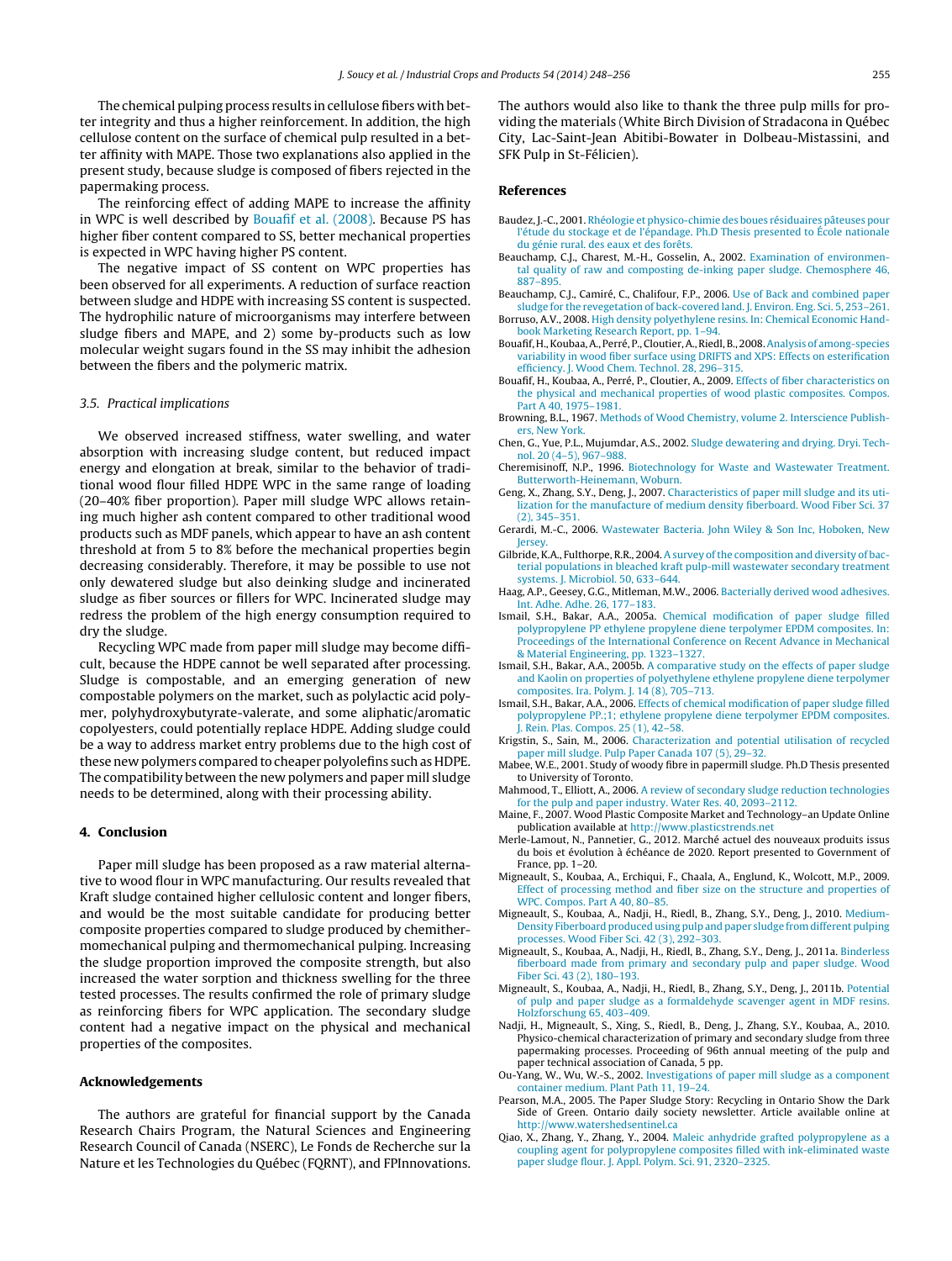The chemical pulping process results in cellulose fibers with better integrity and thus a higher reinforcement. In addition, the high cellulose content on the surface of chemical pulp resulted in a better affinity with MAPE. Those two explanations also applied in the present study, because sludge is composed of fibers rejected in the papermaking process.

The reinforcing effect of adding MAPE to increase the affinity in WPC is well described by Bouafif et al. (2008). Because PS has higher fiber content compared to SS, better mechanical properties is expected in WPC having higher PS content.

The negative impact of SS content on WPC properties has been observed for all experiments. A reduction of surface reaction between sludge and HDPE with increasing SS content is suspected. The hydrophilic nature of microorganisms may interfere between sludge fibers and MAPE, and 2) some by-products such as low molecular weight sugars found in the SS may inhibit the adhesion between the fibers and the polymeric matrix.

### 3.5. Practical implications

We observed increased stiffness, water swelling, and water absorption with increasing sludge content, but reduced impact energy and elongation at break, similar to the behavior of traditional wood flour filled HDPE WPC in the same range of loading (20–40% fiber proportion). Paper mill sludge WPC allows retaining much higher ash content compared to other traditional wood products such as MDF panels, which appear to have an ash content threshold at from 5 to 8% before the mechanical properties begin decreasing considerably. Therefore, it may be possible to use not only dewatered sludge but also deinking sludge and incinerated sludge as fiber sources or fillers for WPC. Incinerated sludge may redress the problem of the high energy consumption required to dry the sludge.

Recycling WPC made from paper mill sludge may become difficult, because the HDPE cannot be well separated after processing. Sludge is compostable, and an emerging generation of new compostable polymers on the market, such as polylactic acid polymer, polyhydroxybutyrate-valerate, and some aliphatic/aromatic copolyesters, could potentially replace HDPE. Adding sludge could be a way to address market entry problems due to the high cost of these new polymers compared to cheaper polyolefins such as HDPE. The compatibility between the new polymers and paper mill sludge needs to be determined, along with their processing ability.

## 4. Conclusion

Paper mill sludge has been proposed as a raw material alternative to wood flour in WPC manufacturing. Our results revealed that Kraft sludge contained higher cellulosic content and longer fibers, and would be the most suitable candidate for producing better composite properties compared to sludge produced by chemithermomechanical pulping and thermomechanical pulping. Increasing the sludge proportion improved the composite strength, but also increased the water sorption and thickness swelling for the three tested processes. The results confirmed the role of primary sludge as reinforcing fibers for WPC application. The secondary sludge content had a negative impact on the physical and mechanical properties of the composites.

## Acknowledgements

The authors are grateful for financial support by the Canada Research Chairs Program, the Natural Sciences and Engineering Research Council of Canada (NSERC), Le Fonds de Recherche sur la Nature et les Technologies du Québec (FQRNT), and FPInnovations. The authors would also like to thank the three pulp mills for providing the materials (White Birch Division of Stradacona in Québec City, Lac-Saint-Jean Abitibi-Bowater in Dolbeau-Mistassini, and SFK Pulp in St-Félicien).

## References

Baudez, J.-C., 2001. Rhéologie et physico-chimie des boues résiduaires pâteuses pour l'étude du stockage et de l'épandage. Ph.D Thesis presented to École nationale du génie rural. des eaux et des forêts.

Beauchamp, C.J., Charest, M.-H., Gosselin, A., 2002. Examination of environmental quality of raw and composting de-inking paper sludge. Chemosphere 46, 887–895.

Beauchamp, C.J., Camiré, C., Chalifour, F.P., 2006. Use of Back and combined paper sludge for the revegetation of back-covered land. J. Environ. Eng. Sci. 5, 253–261.

Borruso, A.V., 2008. High density polyethylene resins. In: Chemical Economic Handbook Marketing Research Report, pp. 1–94.

Bouafif, H., Koubaa, A., Perré, P., Cloutier, A., Riedl, B., 2008. Analysis of among-species variability in wood fiber surface using DRIFTS and XPS: Effects on esterification efficiency. J. Wood Chem. Technol. 28, 296–315.

Bouafif, H., Koubaa, A., Perré, P., Cloutier, A., 2009. Effects of fiber characteristics on the physical and mechanical properties of wood plastic composites. Compos. Part A 40, 1975–1981.

Browning, B.L., 1967. Methods of Wood Chemistry, volume 2. Interscience Publishers, New York.

Chen, G., Yue, P.L., Mujumdar, A.S., 2002. Sludge dewatering and drying. Dryi. Technol. 20 (4–5), 967–988.

Cheremisinoff, N.P., 1996. Biotechnology for Waste and Wastewater Treatment. Butterworth-Heinemann, Woburn.

Geng, X., Zhang, S.Y., Deng, J., 2007. Characteristics of paper mill sludge and its utilization for the manufacture of medium density fiberboard. Wood Fiber Sci. 37 (2), 345–351.

Gerardi, M.-C., 2006. Wastewater Bacteria. John Wiley & Son Inc, Hoboken, New Jersey.

Gilbride, K.A., Fulthorpe, R.R., 2004. A survey of the composition and diversity of bacterial populations in bleached kraft pulp-mill wastewater secondary treatment systems. J. Microbiol. 50, 633–644.

Haag, A.P., Geesey, G.G., Mitleman, M.W., 2006. Bacterially derived wood adhesives. Int. Adhe. Adhe. 26, 177–183.

Ismail, S.H., Bakar, A.A., 2005a. Chemical modification of paper sludge filled polypropylene PP ethylene propylene diene terpolymer EPDM composites. In: Proceedings of the International Conference on Recent Advance in Mechanical & Material Engineering, pp. 1323–1327.

Ismail, S.H., Bakar, A.A., 2005b. A comparative study on the effects of paper sludge and Kaolin on properties of polyethylene ethylene propylene diene terpolymer composites. Ira. Polym. J. 14 (8), 705–713.

Ismail, S.H., Bakar, A.A., 2006. Effects of chemical modification of paper sludge filled polypropylene PP.;1; ethylene propylene diene terpolymer EPDM composites. J. Rein. Plas. Compos. 25 (1), 42–58.

Krigstin, S., Sain, M., 2006. Characterization and potential utilisation of recycled paper mill sludge. Pulp Paper Canada 107 (5), 29–32.

Mabee, W.E., 2001. Study of woody fibre in papermill sludge. Ph.D Thesis presented to University of Toronto.

Mahmood, T., Elliott, A., 2006. A review of secondary sludge reduction technologies for the pulp and paper industry. Water Res. 40, 2093–2112.

Maine, F., 2007. Wood Plastic Composite Market and Technology–an Update Online publication available at http://www.plasticstrends.net

Merle-Lamout, N., Pannetier, G., 2012. Marché actuel des nouveaux produits issus du bois et évolution à échéance de 2020. Report presented to Government of France, pp. 1–20.

Migneault, S., Koubaa, A., Erchiqui, F., Chaala, A., Englund, K., Wolcott, M.P., 2009. Effect of processing method and fiber size on the structure and properties of WPC. Compos. Part A 40, 80–85.

Migneault, S., Koubaa, A., Nadji, H., Riedl, B., Zhang, S.Y., Deng, J., 2010. Medium-Density Fiberboard produced using pulp and paper sludge from different pulping processes. Wood Fiber Sci. 42 (3), 292–303.

Migneault, S., Koubaa, A., Nadji, H., Riedl, B., Zhang, S.Y., Deng, J., 2011a. Binderless fiberboard made from primary and secondary pulp and paper sludge. Wood Fiber Sci. 43 (2), 180–193.

Migneault, S., Koubaa, A., Nadji, H., Riedl, B., Zhang, S.Y., Deng, J., 2011b. Potential of pulp and paper sludge as a formaldehyde scavenger agent in MDF resins. Holzforschung 65, 403–409.

Nadji, H., Migneault, S., Xing, S., Riedl, B., Deng, J., Zhang, S.Y., Koubaa, A., 2010. Physico-chemical characterization of primary and secondary sludge from three papermaking processes. Proceeding of 96th annual meeting of the pulp and paper technical association of Canada, 5 pp.

Ou-Yang, W., Wu, W.-S., 2002. Investigations of paper mill sludge as a component container medium. Plant Path 11, 19–24.

Pearson, M.A., 2005. The Paper Sludge Story: Recycling in Ontario Show the Dark Side of Green. Ontario daily society newsletter. Article available online at http://www.watershedsentinel.ca

Qiao, X., Zhang, Y., Zhang, Y., 2004. Maleic anhydride grafted polypropylene as a coupling agent for polypropylene composites filled with ink-eliminated waste paper sludge flour. J. Appl. Polym. Sci. 91, 2320–2325.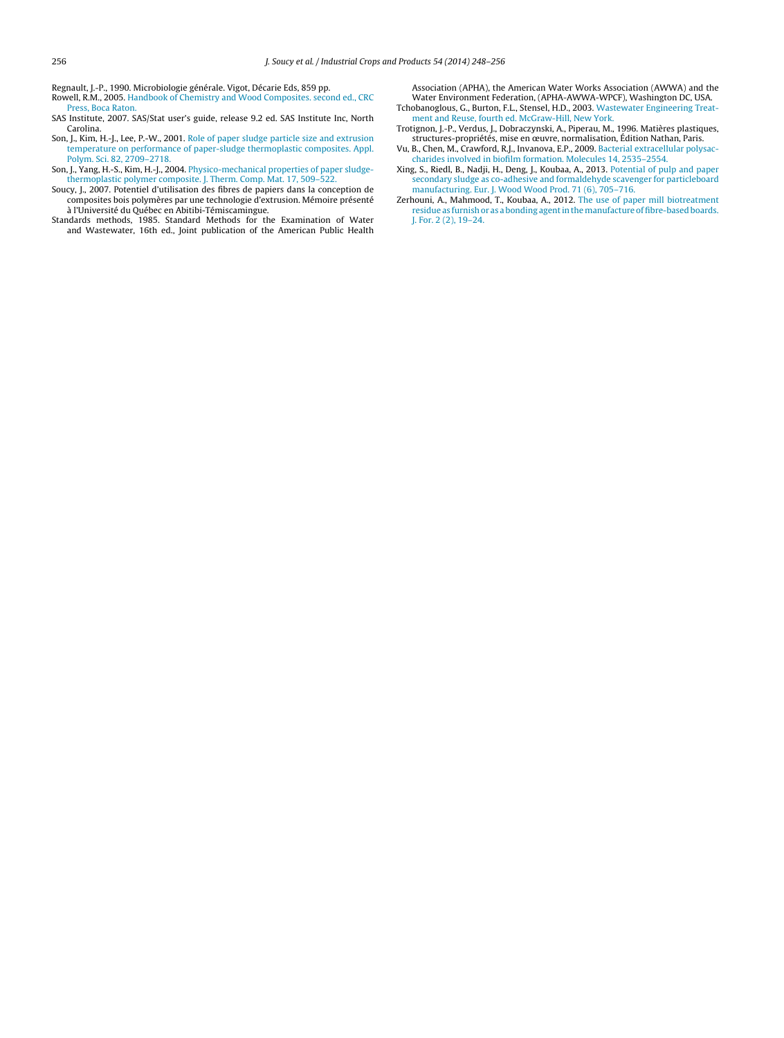Regnault, J.-P., 1990. Microbiologie générale. Vigot, Décarie Eds, 859 pp.

Rowell, R.M., 2005. Handbook of Chemistry and Wood Composites. second ed., CRC Press, Boca Raton.

SAS Institute, 2007. SAS/Stat user's guide, release 9.2 ed. SAS Institute Inc, North Carolina.

Son, J., Kim, H.-J., Lee, P.-W., 2001. Role of paper sludge particle size and extrusion temperature on performance of paper-sludge thermoplastic composites. Appl. Polym. Sci. 82, 2709–2718.

Son, J., Yang, H.-S., Kim, H.-J., 2004. Physico-mechanical properties of paper sludge-thermoplastic polymer composite. J. Therm. Comp. Mat. 17, 509–522.

Soucy, J., 2007. Potentiel d'utilisation des fibres de papiers dans la conception de composites bois polymères par une technologie d'extrusion. Mémoire présenté à l'Université du Québec en Abitibi-Témiscamingue.

Standards methods, 1985. Standard Methods for the Examination of Water and Wastewater, 16th ed., Joint publication of the American Public Health Association (APHA), the American Water Works Association (AWWA) and the Water Environment Federation, (APHA-AWWA-WPCF), Washington DC, USA.

Tchobanoglous, G., Burton, F.L., Stensel, H.D., 2003. Wastewater Engineering Treatment and Reuse, fourth ed. McGraw-Hill, New York.

Trotignon, J.-P., Verdus, J., Dobraczynski, A., Piperau, M., 1996. Matières plastiques, structures-propriétés, mise en œuvre, normalisation, Édition Nathan, Paris.

Vu, B., Chen, M., Crawford, R.J., Invanova, E.P., 2009. Bacterial extracellular polysaccharides involved in biofilm formation. Molecules 14, 2535–2554.

Xing, S., Riedl, B., Nadji, H., Deng, J., Koubaa, A., 2013. Potential of pulp and paper secondary sludge as co-adhesive and formaldehyde scavenger for particleboard manufacturing. Eur. J. Wood Wood Prod. 71 (6), 705–716.

Zerhouni, A., Mahmood, T., Koubaa, A., 2012. The use of paper mill biotreatment residue as furnish or as a bonding agent in the manufacture of fibre-based boards. J. For. 2 (2), 19–24.